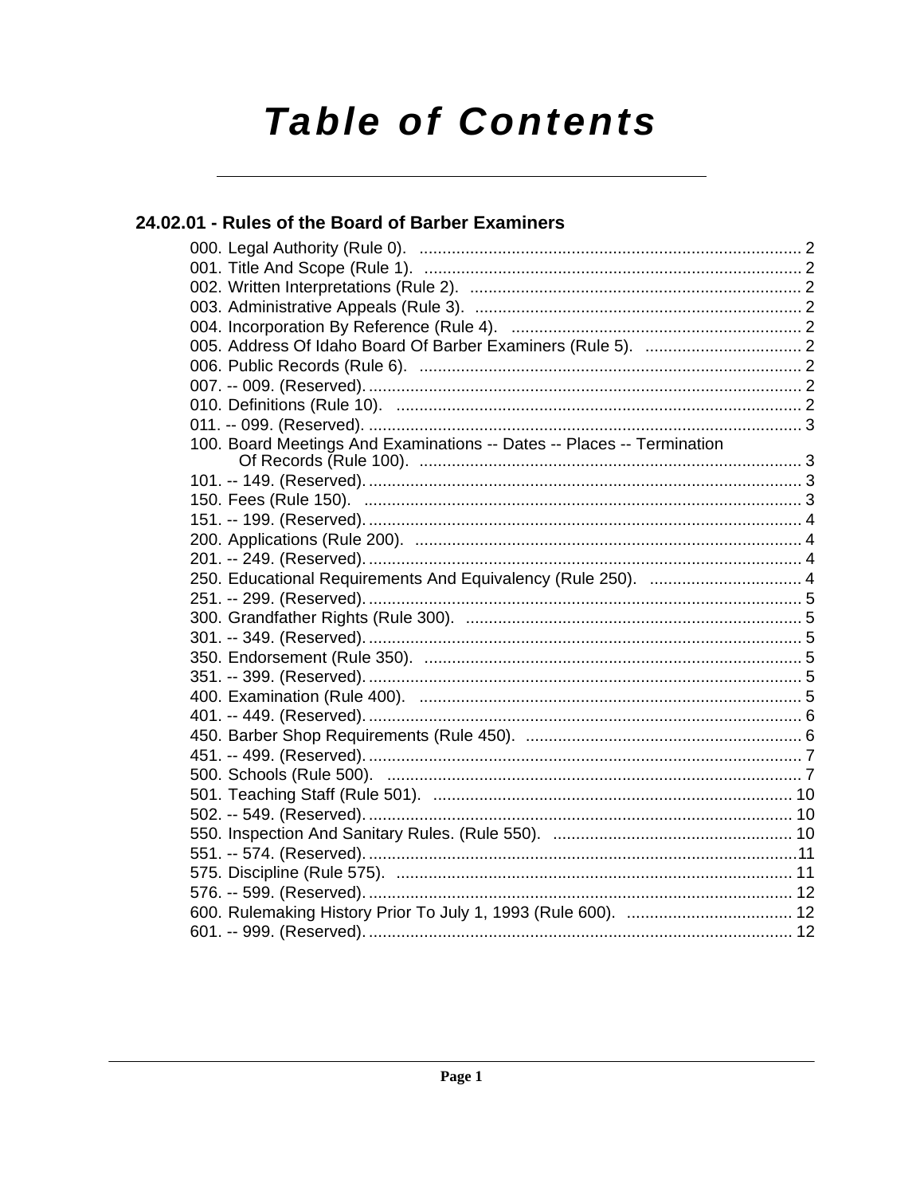# Table of Contents

## 24.02.01 - Rules of the Board of Barber Examiners

000. Legal Authority (Rule 0). .................................................................................. 2
001. Title And Scope (Rule 1). ................................................................................. 2
002. Written Interpretations (Rule 2). ....................................................................... 2
003. Administrative Appeals (Rule 3). ...................................................................... 2
004. Incorporation By Reference (Rule 4). .............................................................. 2
005. Address Of Idaho Board Of Barber Examiners (Rule 5). ................................. 2
006. Public Records (Rule 6). .................................................................................. 2
007. -- 009. (Reserved). .............................................................................................. 2
010. Definitions (Rule 10). ........................................................................................ 2
011. -- 099. (Reserved). .............................................................................................. 3
100. Board Meetings And Examinations -- Dates -- Places -- Termination Of Records (Rule 100). .................................................................................. 3
101. -- 149. (Reserved). .............................................................................................. 3
150. Fees (Rule 150). ............................................................................................... 3
151. -- 199. (Reserved). .............................................................................................. 4
200. Applications (Rule 200). ................................................................................... 4
201. -- 249. (Reserved). .............................................................................................. 4
250. Educational Requirements And Equivalency (Rule 250). ................................ 4
251. -- 299. (Reserved). .............................................................................................. 5
300. Grandfather Rights (Rule 300). ........................................................................ 5
301. -- 349. (Reserved). .............................................................................................. 5
350. Endorsement (Rule 350). ................................................................................. 5
351. -- 399. (Reserved). .............................................................................................. 5
400. Examination (Rule 400). .................................................................................. 5
401. -- 449. (Reserved). .............................................................................................. 6
450. Barber Shop Requirements (Rule 450). ........................................................... 6
451. -- 499. (Reserved). .............................................................................................. 7
500. Schools (Rule 500). .......................................................................................... 7
501. Teaching Staff (Rule 501). ............................................................................. 10
502. -- 549. (Reserved). ............................................................................................ 10
550. Inspection And Sanitary Rules. (Rule 550). ................................................... 10
551. -- 574. (Reserved). ............................................................................................ 11
575. Discipline (Rule 575). ..................................................................................... 11
576. -- 599. (Reserved). ............................................................................................ 12
600. Rulemaking History Prior To July 1, 1993 (Rule 600). ................................... 12
601. -- 999. (Reserved). ............................................................................................ 12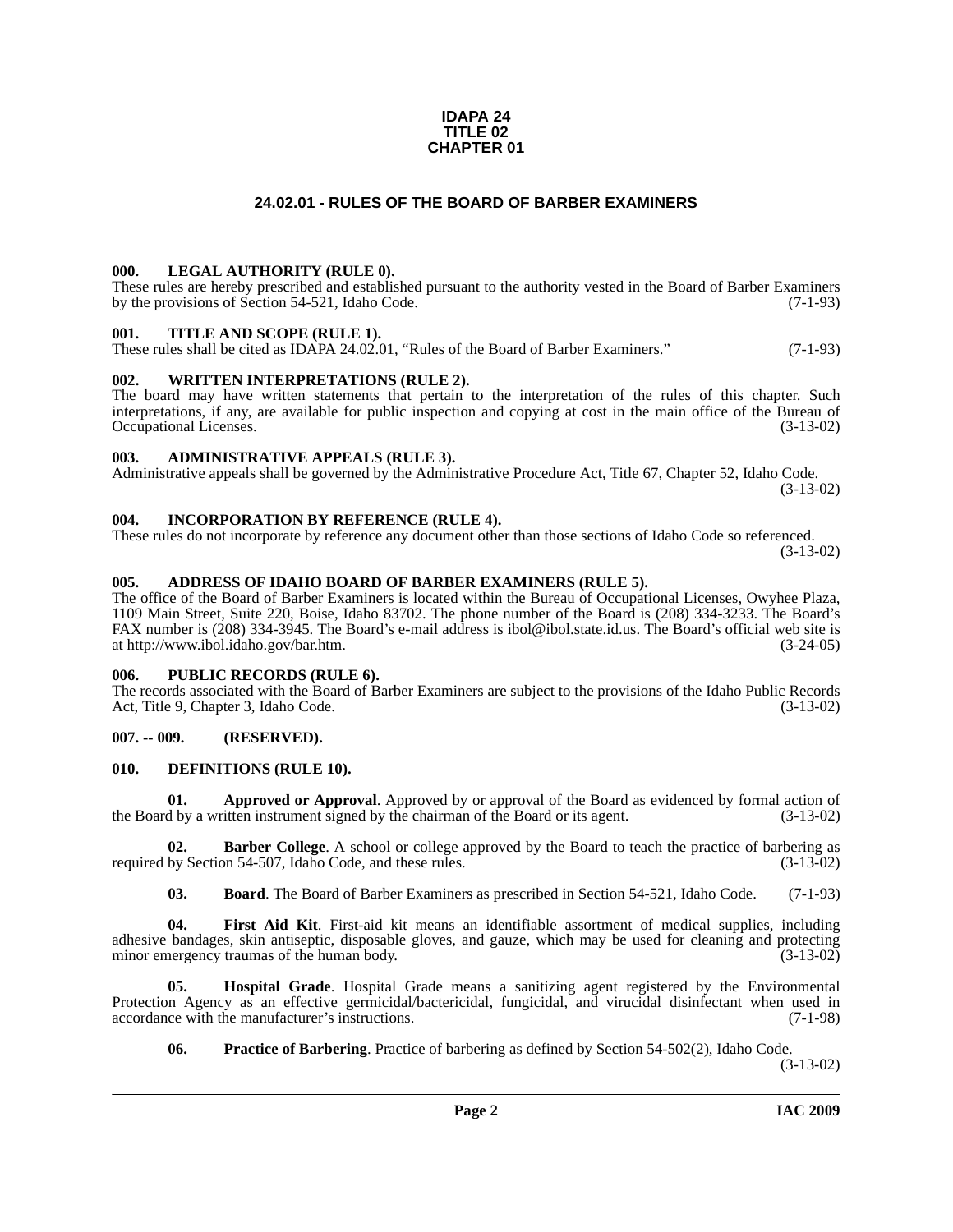**IDAPA 24**
**TITLE 02**
**CHAPTER 01**

# 24.02.01 - RULES OF THE BOARD OF BARBER EXAMINERS

### 000. LEGAL AUTHORITY (RULE 0).

These rules are hereby prescribed and established pursuant to the authority vested in the Board of Barber Examiners by the provisions of Section 54-521, Idaho Code. (7-1-93)

### 001. TITLE AND SCOPE (RULE 1).

These rules shall be cited as IDAPA 24.02.01, "Rules of the Board of Barber Examiners." (7-1-93)

### 002. WRITTEN INTERPRETATIONS (RULE 2).

The board may have written statements that pertain to the interpretation of the rules of this chapter. Such interpretations, if any, are available for public inspection and copying at cost in the main office of the Bureau of Occupational Licenses. (3-13-02)

### 003. ADMINISTRATIVE APPEALS (RULE 3).

Administrative appeals shall be governed by the Administrative Procedure Act, Title 67, Chapter 52, Idaho Code. (3-13-02)

### 004. INCORPORATION BY REFERENCE (RULE 4).

These rules do not incorporate by reference any document other than those sections of Idaho Code so referenced. (3-13-02)

### 005. ADDRESS OF IDAHO BOARD OF BARBER EXAMINERS (RULE 5).

The office of the Board of Barber Examiners is located within the Bureau of Occupational Licenses, Owyhee Plaza, 1109 Main Street, Suite 220, Boise, Idaho 83702. The phone number of the Board is (208) 334-3233. The Board's FAX number is (208) 334-3945. The Board's e-mail address is ibol@ibol.state.id.us. The Board's official web site is at http://www.ibol.idaho.gov/bar.htm. (3-24-05)

### 006. PUBLIC RECORDS (RULE 6).

The records associated with the Board of Barber Examiners are subject to the provisions of the Idaho Public Records Act, Title 9, Chapter 3, Idaho Code. (3-13-02)

### 007. -- 009. (RESERVED).

### 010. DEFINITIONS (RULE 10).

**01. Approved or Approval**. Approved by or approval of the Board as evidenced by formal action of the Board by a written instrument signed by the chairman of the Board or its agent. (3-13-02)

**02. Barber College**. A school or college approved by the Board to teach the practice of barbering as required by Section 54-507, Idaho Code, and these rules. (3-13-02)

**03. Board**. The Board of Barber Examiners as prescribed in Section 54-521, Idaho Code. (7-1-93)

**04. First Aid Kit**. First-aid kit means an identifiable assortment of medical supplies, including adhesive bandages, skin antiseptic, disposable gloves, and gauze, which may be used for cleaning and protecting minor emergency traumas of the human body. (3-13-02)

**05. Hospital Grade**. Hospital Grade means a sanitizing agent registered by the Environmental Protection Agency as an effective germicidal/bactericidal, fungicidal, and virucidal disinfectant when used in accordance with the manufacturer's instructions. (7-1-98)

**06. Practice of Barbering**. Practice of barbering as defined by Section 54-502(2), Idaho Code. (3-13-02)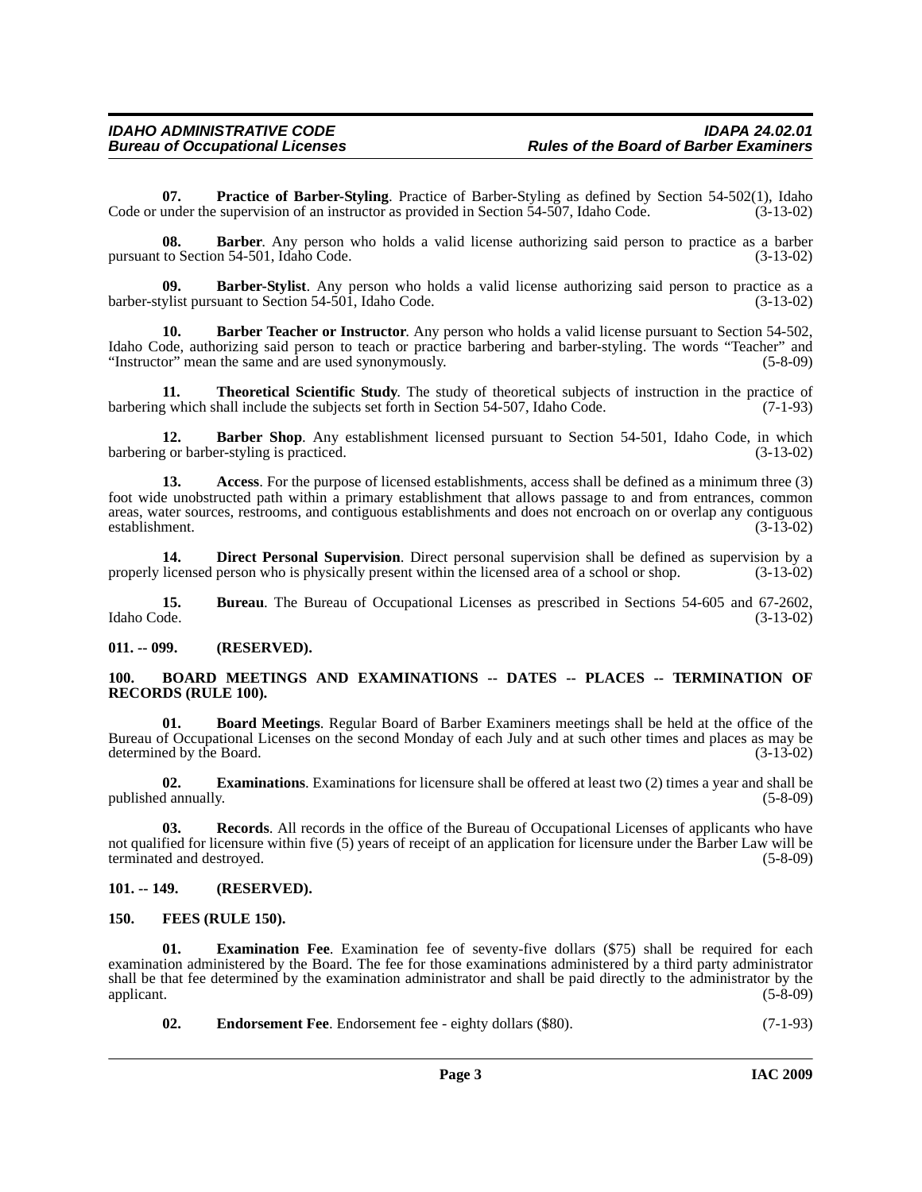**07. Practice of Barber-Styling**. Practice of Barber-Styling as defined by Section 54-502(1), Idaho Code or under the supervision of an instructor as provided in Section 54-507, Idaho Code. (3-13-02)

**08. Barber**. Any person who holds a valid license authorizing said person to practice as a barber pursuant to Section 54-501, Idaho Code. (3-13-02)

**09. Barber-Stylist**. Any person who holds a valid license authorizing said person to practice as a barber-stylist pursuant to Section 54-501, Idaho Code. (3-13-02)

**10. Barber Teacher or Instructor**. Any person who holds a valid license pursuant to Section 54-502, Idaho Code, authorizing said person to teach or practice barbering and barber-styling. The words "Teacher" and "Instructor" mean the same and are used synonymously. (5-8-09)

**11. Theoretical Scientific Study**. The study of theoretical subjects of instruction in the practice of barbering which shall include the subjects set forth in Section 54-507, Idaho Code. (7-1-93)

**12. Barber Shop**. Any establishment licensed pursuant to Section 54-501, Idaho Code, in which barbering or barber-styling is practiced. (3-13-02)

**13. Access**. For the purpose of licensed establishments, access shall be defined as a minimum three (3) foot wide unobstructed path within a primary establishment that allows passage to and from entrances, common areas, water sources, restrooms, and contiguous establishments and does not encroach on or overlap any contiguous establishment. (3-13-02)

**14. Direct Personal Supervision**. Direct personal supervision shall be defined as supervision by a properly licensed person who is physically present within the licensed area of a school or shop. (3-13-02)

**15. Bureau**. The Bureau of Occupational Licenses as prescribed in Sections 54-605 and 67-2602, Idaho Code. (3-13-02)

## 011. -- 099. (RESERVED).

## 100. BOARD MEETINGS AND EXAMINATIONS -- DATES -- PLACES -- TERMINATION OF RECORDS (RULE 100).

**01. Board Meetings**. Regular Board of Barber Examiners meetings shall be held at the office of the Bureau of Occupational Licenses on the second Monday of each July and at such other times and places as may be determined by the Board. (3-13-02)

**02. Examinations**. Examinations for licensure shall be offered at least two (2) times a year and shall be published annually. (5-8-09)

**03. Records**. All records in the office of the Bureau of Occupational Licenses of applicants who have not qualified for licensure within five (5) years of receipt of an application for licensure under the Barber Law will be terminated and destroyed. (5-8-09)

## 101. -- 149. (RESERVED).

## 150. FEES (RULE 150).

**01. Examination Fee**. Examination fee of seventy-five dollars ($75) shall be required for each examination administered by the Board. The fee for those examinations administered by a third party administrator shall be that fee determined by the examination administrator and shall be paid directly to the administrator by the applicant. (5-8-09)

**02. Endorsement Fee**. Endorsement fee - eighty dollars ($80). (7-1-93)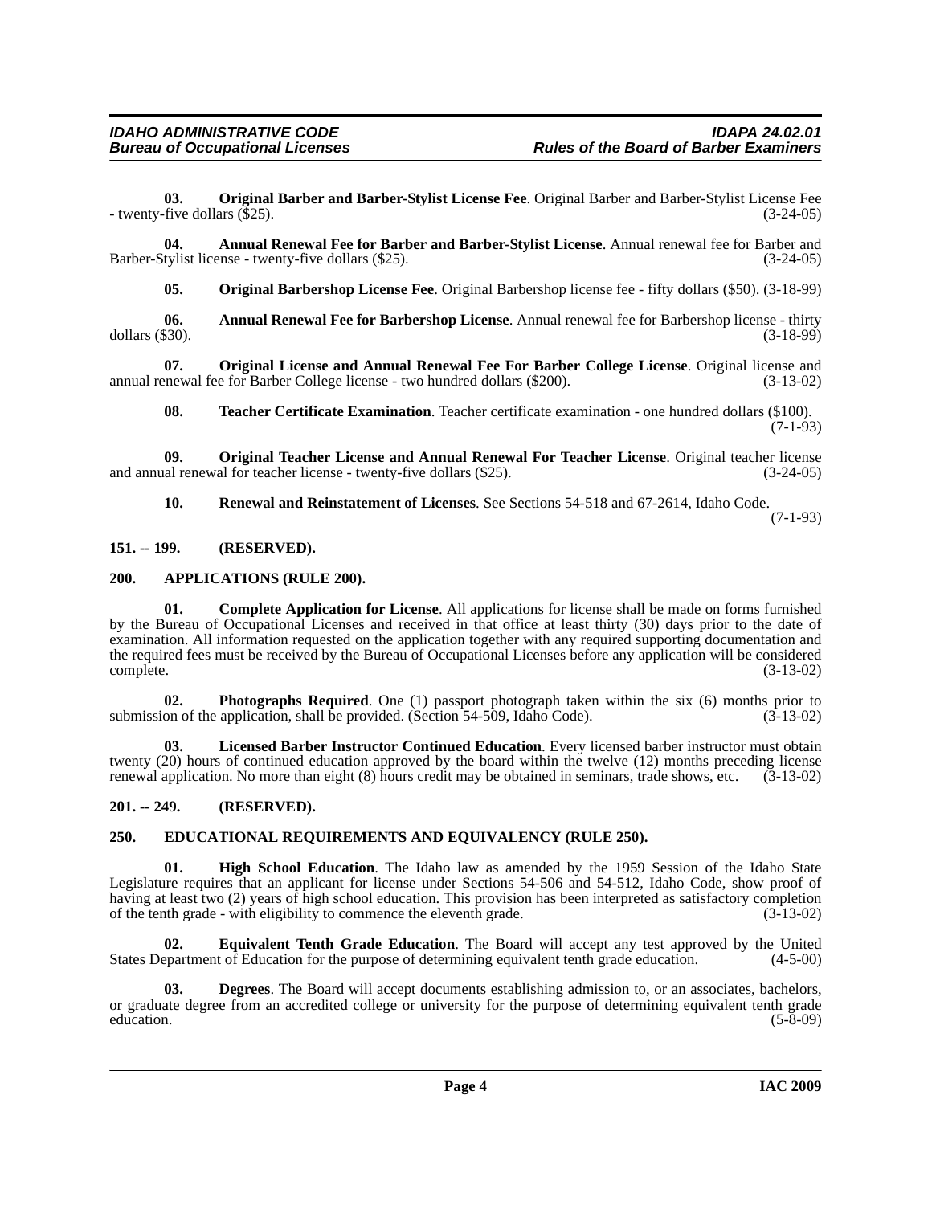**03. Original Barber and Barber-Stylist License Fee**. Original Barber and Barber-Stylist License Fee - twenty-five dollars ($25). (3-24-05)

**04. Annual Renewal Fee for Barber and Barber-Stylist License**. Annual renewal fee for Barber and Barber-Stylist license - twenty-five dollars ($25). (3-24-05)

**05. Original Barbershop License Fee**. Original Barbershop license fee - fifty dollars ($50). (3-18-99)

**06. Annual Renewal Fee for Barbershop License**. Annual renewal fee for Barbershop license - thirty dollars ($30). (3-18-99)

**07. Original License and Annual Renewal Fee For Barber College License**. Original license and annual renewal fee for Barber College license - two hundred dollars ($200). (3-13-02)

**08. Teacher Certificate Examination**. Teacher certificate examination - one hundred dollars ($100). (7-1-93)

**09. Original Teacher License and Annual Renewal For Teacher License**. Original teacher license and annual renewal for teacher license - twenty-five dollars ($25). (3-24-05)

**10. Renewal and Reinstatement of Licenses**. See Sections 54-518 and 67-2614, Idaho Code. (7-1-93)

## 151. -- 199. (RESERVED).

## 200. APPLICATIONS (RULE 200).

**01. Complete Application for License**. All applications for license shall be made on forms furnished by the Bureau of Occupational Licenses and received in that office at least thirty (30) days prior to the date of examination. All information requested on the application together with any required supporting documentation and the required fees must be received by the Bureau of Occupational Licenses before any application will be considered complete. (3-13-02)

**02. Photographs Required**. One (1) passport photograph taken within the six (6) months prior to submission of the application, shall be provided. (Section 54-509, Idaho Code). (3-13-02)

**03. Licensed Barber Instructor Continued Education**. Every licensed barber instructor must obtain twenty (20) hours of continued education approved by the board within the twelve (12) months preceding license renewal application. No more than eight (8) hours credit may be obtained in seminars, trade shows, etc. (3-13-02)

## 201. -- 249. (RESERVED).

## 250. EDUCATIONAL REQUIREMENTS AND EQUIVALENCY (RULE 250).

**01. High School Education**. The Idaho law as amended by the 1959 Session of the Idaho State Legislature requires that an applicant for license under Sections 54-506 and 54-512, Idaho Code, show proof of having at least two (2) years of high school education. This provision has been interpreted as satisfactory completion of the tenth grade - with eligibility to commence the eleventh grade. (3-13-02)

**02. Equivalent Tenth Grade Education**. The Board will accept any test approved by the United States Department of Education for the purpose of determining equivalent tenth grade education. (4-5-00)

**03. Degrees**. The Board will accept documents establishing admission to, or an associates, bachelors, or graduate degree from an accredited college or university for the purpose of determining equivalent tenth grade education. (5-8-09)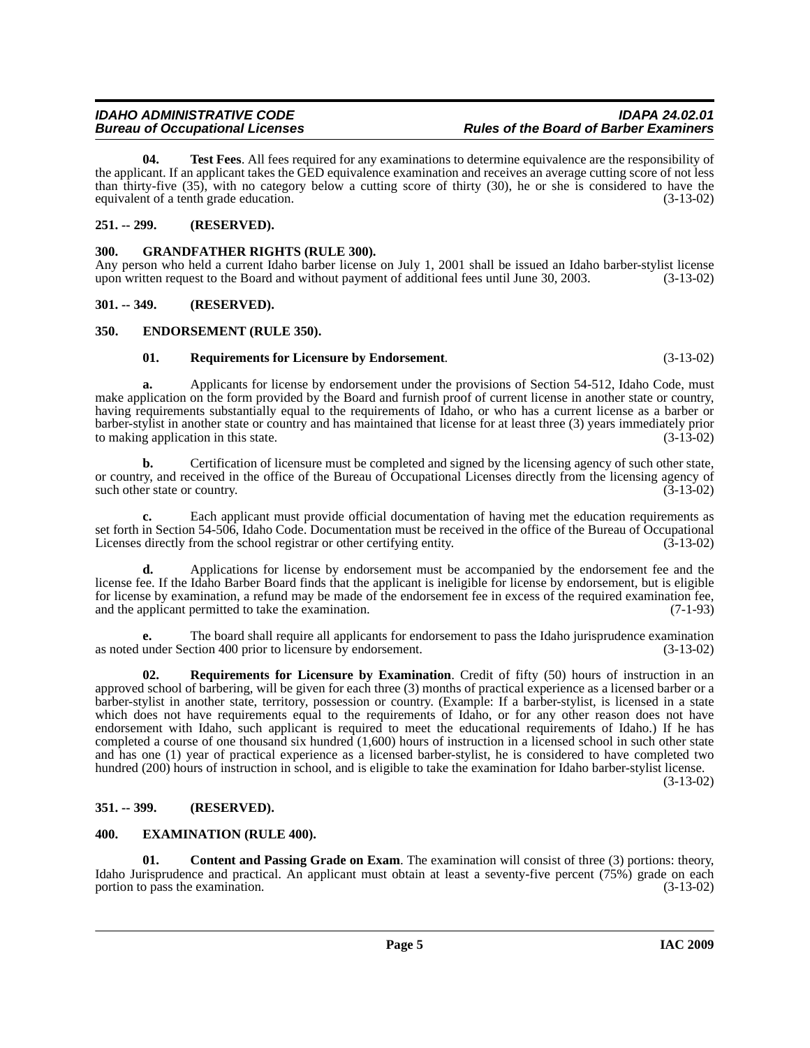**04. Test Fees**. All fees required for any examinations to determine equivalence are the responsibility of the applicant. If an applicant takes the GED equivalence examination and receives an average cutting score of not less than thirty-five (35), with no category below a cutting score of thirty (30), he or she is considered to have the equivalent of a tenth grade education. (3-13-02)

## 251. -- 299. (RESERVED).

## 300. GRANDFATHER RIGHTS (RULE 300).

Any person who held a current Idaho barber license on July 1, 2001 shall be issued an Idaho barber-stylist license upon written request to the Board and without payment of additional fees until June 30, 2003. (3-13-02)

## 301. -- 349. (RESERVED).

## 350. ENDORSEMENT (RULE 350).

**01. Requirements for Licensure by Endorsement**. (3-13-02)

**a.** Applicants for license by endorsement under the provisions of Section 54-512, Idaho Code, must make application on the form provided by the Board and furnish proof of current license in another state or country, having requirements substantially equal to the requirements of Idaho, or who has a current license as a barber or barber-stylist in another state or country and has maintained that license for at least three (3) years immediately prior to making application in this state. (3-13-02)

**b.** Certification of licensure must be completed and signed by the licensing agency of such other state, or country, and received in the office of the Bureau of Occupational Licenses directly from the licensing agency of such other state or country. (3-13-02)

**c.** Each applicant must provide official documentation of having met the education requirements as set forth in Section 54-506, Idaho Code. Documentation must be received in the office of the Bureau of Occupational Licenses directly from the school registrar or other certifying entity. (3-13-02)

**d.** Applications for license by endorsement must be accompanied by the endorsement fee and the license fee. If the Idaho Barber Board finds that the applicant is ineligible for license by endorsement, but is eligible for license by examination, a refund may be made of the endorsement fee in excess of the required examination fee, and the applicant permitted to take the examination. (7-1-93)

**e.** The board shall require all applicants for endorsement to pass the Idaho jurisprudence examination as noted under Section 400 prior to licensure by endorsement. (3-13-02)

**02. Requirements for Licensure by Examination**. Credit of fifty (50) hours of instruction in an approved school of barbering, will be given for each three (3) months of practical experience as a licensed barber or a barber-stylist in another state, territory, possession or country. (Example: If a barber-stylist, is licensed in a state which does not have requirements equal to the requirements of Idaho, or for any other reason does not have endorsement with Idaho, such applicant is required to meet the educational requirements of Idaho.) If he has completed a course of one thousand six hundred (1,600) hours of instruction in a licensed school in such other state and has one (1) year of practical experience as a licensed barber-stylist, he is considered to have completed two hundred (200) hours of instruction in school, and is eligible to take the examination for Idaho barber-stylist license. (3-13-02)

## 351. -- 399. (RESERVED).

## 400. EXAMINATION (RULE 400).

**01. Content and Passing Grade on Exam**. The examination will consist of three (3) portions: theory, Idaho Jurisprudence and practical. An applicant must obtain at least a seventy-five percent (75%) grade on each portion to pass the examination. (3-13-02)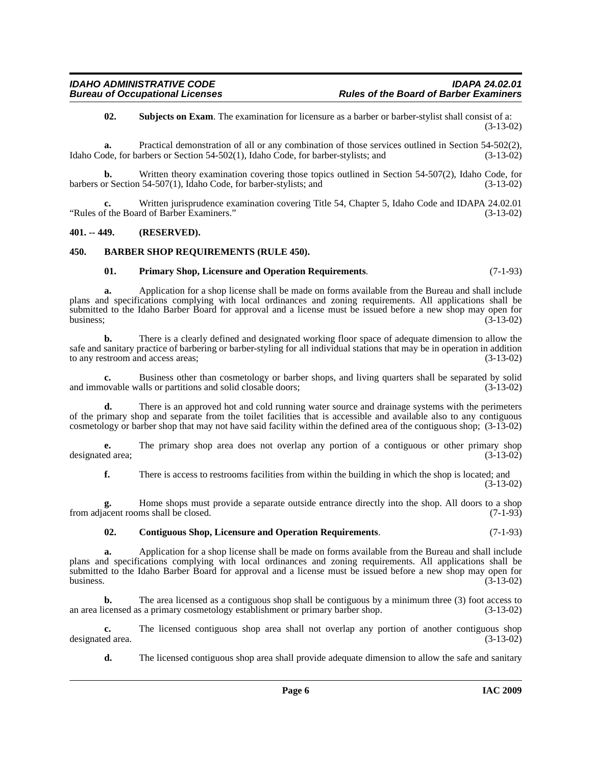**02. Subjects on Exam**. The examination for licensure as a barber or barber-stylist shall consist of a: (3-13-02)

**a.** Practical demonstration of all or any combination of those services outlined in Section 54-502(2), Idaho Code, for barbers or Section 54-502(1), Idaho Code, for barber-stylists; and (3-13-02)

**b.** Written theory examination covering those topics outlined in Section 54-507(2), Idaho Code, for barbers or Section 54-507(1), Idaho Code, for barber-stylists; and (3-13-02)

**c.** Written jurisprudence examination covering Title 54, Chapter 5, Idaho Code and IDAPA 24.02.01 "Rules of the Board of Barber Examiners." (3-13-02)

## 401. -- 449. (RESERVED).

## 450. BARBER SHOP REQUIREMENTS (RULE 450).

**01. Primary Shop, Licensure and Operation Requirements**. (7-1-93)

**a.** Application for a shop license shall be made on forms available from the Bureau and shall include plans and specifications complying with local ordinances and zoning requirements. All applications shall be submitted to the Idaho Barber Board for approval and a license must be issued before a new shop may open for business; (3-13-02)

**b.** There is a clearly defined and designated working floor space of adequate dimension to allow the safe and sanitary practice of barbering or barber-styling for all individual stations that may be in operation in addition to any restroom and access areas; (3-13-02)

**c.** Business other than cosmetology or barber shops, and living quarters shall be separated by solid and immovable walls or partitions and solid closable doors; (3-13-02)

**d.** There is an approved hot and cold running water source and drainage systems with the perimeters of the primary shop and separate from the toilet facilities that is accessible and available also to any contiguous cosmetology or barber shop that may not have said facility within the defined area of the contiguous shop; (3-13-02)

**e.** The primary shop area does not overlap any portion of a contiguous or other primary shop designated area; (3-13-02)

**f.** There is access to restrooms facilities from within the building in which the shop is located; and (3-13-02)

**g.** Home shops must provide a separate outside entrance directly into the shop. All doors to a shop from adjacent rooms shall be closed. (7-1-93)

**02. Contiguous Shop, Licensure and Operation Requirements**. (7-1-93)

**a.** Application for a shop license shall be made on forms available from the Bureau and shall include plans and specifications complying with local ordinances and zoning requirements. All applications shall be submitted to the Idaho Barber Board for approval and a license must be issued before a new shop may open for business. (3-13-02)

**b.** The area licensed as a contiguous shop shall be contiguous by a minimum three (3) foot access to an area licensed as a primary cosmetology establishment or primary barber shop. (3-13-02)

**c.** The licensed contiguous shop area shall not overlap any portion of another contiguous shop designated area. (3-13-02)

**d.** The licensed contiguous shop area shall provide adequate dimension to allow the safe and sanitary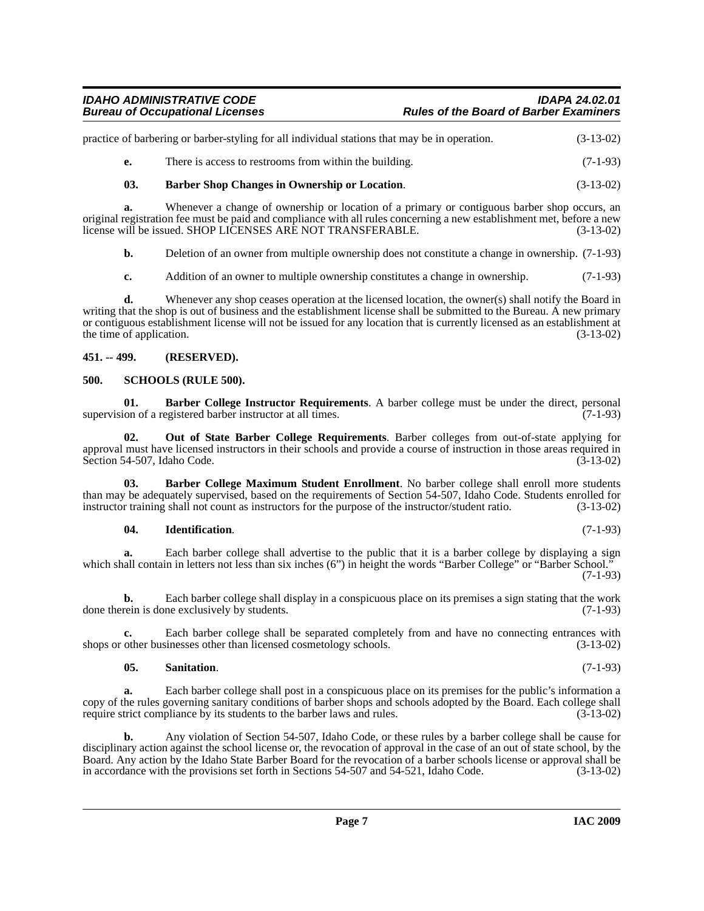practice of barbering or barber-styling for all individual stations that may be in operation. (3-13-02)

**e.** There is access to restrooms from within the building. (7-1-93)

**03. Barber Shop Changes in Ownership or Location**. (3-13-02)

**a.** Whenever a change of ownership or location of a primary or contiguous barber shop occurs, an original registration fee must be paid and compliance with all rules concerning a new establishment met, before a new license will be issued. SHOP LICENSES ARE NOT TRANSFERABLE. (3-13-02)

**b.** Deletion of an owner from multiple ownership does not constitute a change in ownership. (7-1-93)

**c.** Addition of an owner to multiple ownership constitutes a change in ownership. (7-1-93)

**d.** Whenever any shop ceases operation at the licensed location, the owner(s) shall notify the Board in writing that the shop is out of business and the establishment license shall be submitted to the Bureau. A new primary or contiguous establishment license will not be issued for any location that is currently licensed as an establishment at the time of application. (3-13-02)

## 451. -- 499. (RESERVED).

## 500. SCHOOLS (RULE 500).

**01. Barber College Instructor Requirements**. A barber college must be under the direct, personal supervision of a registered barber instructor at all times. (7-1-93)

**02. Out of State Barber College Requirements**. Barber colleges from out-of-state applying for approval must have licensed instructors in their schools and provide a course of instruction in those areas required in Section 54-507, Idaho Code. (3-13-02)

**03. Barber College Maximum Student Enrollment**. No barber college shall enroll more students than may be adequately supervised, based on the requirements of Section 54-507, Idaho Code. Students enrolled for instructor training shall not count as instructors for the purpose of the instructor/student ratio. (3-13-02)

**04. Identification**. (7-1-93)

**a.** Each barber college shall advertise to the public that it is a barber college by displaying a sign which shall contain in letters not less than six inches (6") in height the words "Barber College" or "Barber School." (7-1-93)

**b.** Each barber college shall display in a conspicuous place on its premises a sign stating that the work done therein is done exclusively by students. (7-1-93)

**c.** Each barber college shall be separated completely from and have no connecting entrances with shops or other businesses other than licensed cosmetology schools. (3-13-02)

**05. Sanitation**. (7-1-93)

**a.** Each barber college shall post in a conspicuous place on its premises for the public's information a copy of the rules governing sanitary conditions of barber shops and schools adopted by the Board. Each college shall require strict compliance by its students to the barber laws and rules. (3-13-02)

**b.** Any violation of Section 54-507, Idaho Code, or these rules by a barber college shall be cause for disciplinary action against the school license or, the revocation of approval in the case of an out of state school, by the Board. Any action by the Idaho State Barber Board for the revocation of a barber schools license or approval shall be in accordance with the provisions set forth in Sections 54-507 and 54-521, Idaho Code. (3-13-02)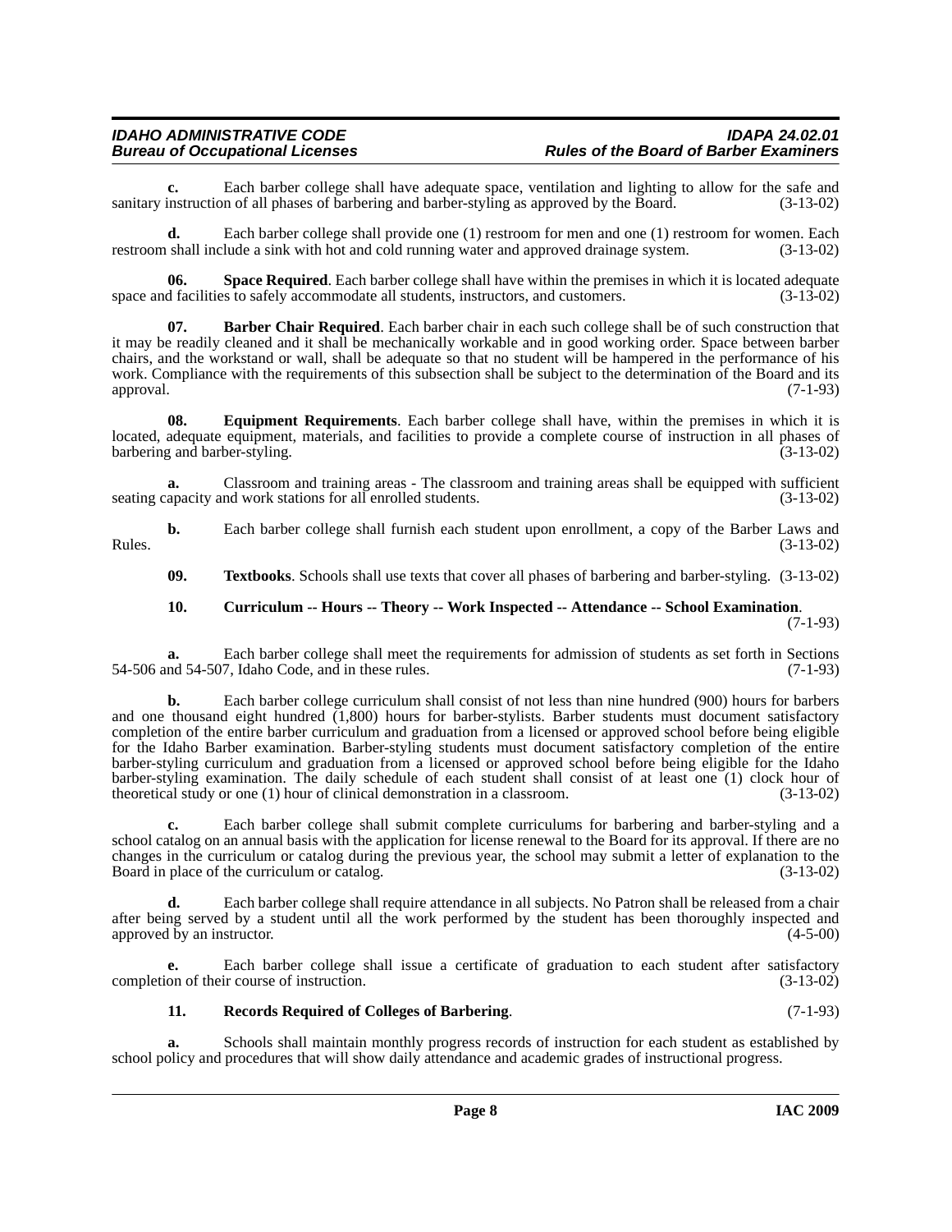**c.** Each barber college shall have adequate space, ventilation and lighting to allow for the safe and sanitary instruction of all phases of barbering and barber-styling as approved by the Board. (3-13-02)

**d.** Each barber college shall provide one (1) restroom for men and one (1) restroom for women. Each restroom shall include a sink with hot and cold running water and approved drainage system. (3-13-02)

**06. Space Required**. Each barber college shall have within the premises in which it is located adequate space and facilities to safely accommodate all students, instructors, and customers. (3-13-02)

**07. Barber Chair Required**. Each barber chair in each such college shall be of such construction that it may be readily cleaned and it shall be mechanically workable and in good working order. Space between barber chairs, and the workstand or wall, shall be adequate so that no student will be hampered in the performance of his work. Compliance with the requirements of this subsection shall be subject to the determination of the Board and its approval. (7-1-93)

**08. Equipment Requirements**. Each barber college shall have, within the premises in which it is located, adequate equipment, materials, and facilities to provide a complete course of instruction in all phases of barbering and barber-styling. (3-13-02)

**a.** Classroom and training areas - The classroom and training areas shall be equipped with sufficient seating capacity and work stations for all enrolled students. (3-13-02)

**b.** Each barber college shall furnish each student upon enrollment, a copy of the Barber Laws and Rules. (3-13-02)

**09. Textbooks**. Schools shall use texts that cover all phases of barbering and barber-styling. (3-13-02)

**10. Curriculum -- Hours -- Theory -- Work Inspected -- Attendance -- School Examination**. (7-1-93)

**a.** Each barber college shall meet the requirements for admission of students as set forth in Sections 54-506 and 54-507, Idaho Code, and in these rules. (7-1-93)

**b.** Each barber college curriculum shall consist of not less than nine hundred (900) hours for barbers and one thousand eight hundred (1,800) hours for barber-stylists. Barber students must document satisfactory completion of the entire barber curriculum and graduation from a licensed or approved school before being eligible for the Idaho Barber examination. Barber-styling students must document satisfactory completion of the entire barber-styling curriculum and graduation from a licensed or approved school before being eligible for the Idaho barber-styling examination. The daily schedule of each student shall consist of at least one (1) clock hour of theoretical study or one (1) hour of clinical demonstration in a classroom. (3-13-02)

**c.** Each barber college shall submit complete curriculums for barbering and barber-styling and a school catalog on an annual basis with the application for license renewal to the Board for its approval. If there are no changes in the curriculum or catalog during the previous year, the school may submit a letter of explanation to the Board in place of the curriculum or catalog. (3-13-02)

**d.** Each barber college shall require attendance in all subjects. No Patron shall be released from a chair after being served by a student until all the work performed by the student has been thoroughly inspected and approved by an instructor. (4-5-00)

**e.** Each barber college shall issue a certificate of graduation to each student after satisfactory completion of their course of instruction. (3-13-02)

**11. Records Required of Colleges of Barbering**. (7-1-93)

**a.** Schools shall maintain monthly progress records of instruction for each student as established by school policy and procedures that will show daily attendance and academic grades of instructional progress.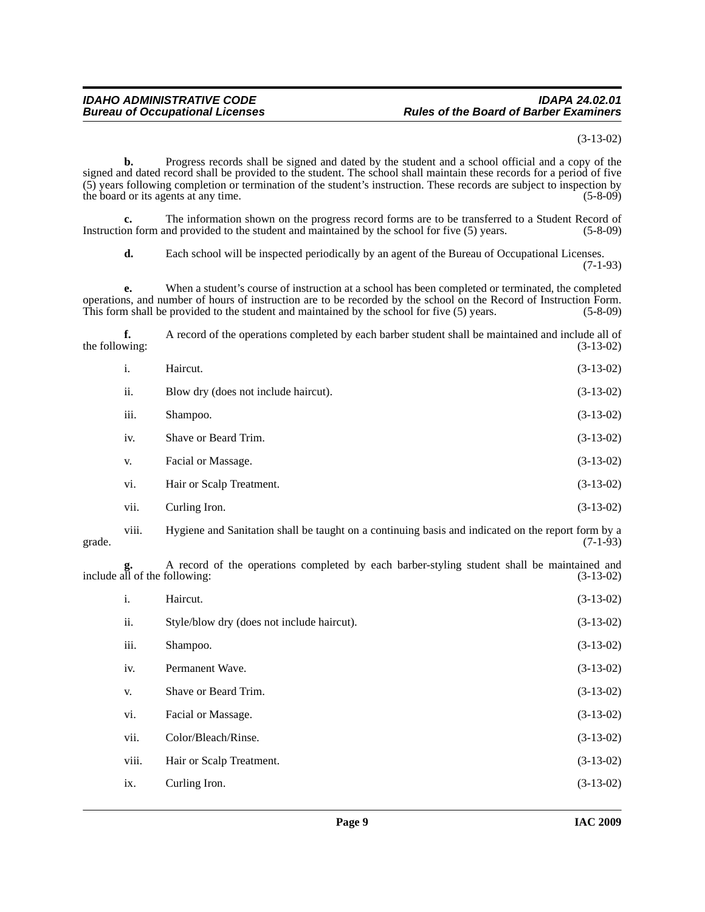(3-13-02)

**b.** Progress records shall be signed and dated by the student and a school official and a copy of the signed and dated record shall be provided to the student. The school shall maintain these records for a period of five (5) years following completion or termination of the student's instruction. These records are subject to inspection by the board or its agents at any time. (5-8-09)

**c.** The information shown on the progress record forms are to be transferred to a Student Record of Instruction form and provided to the student and maintained by the school for five (5) years. (5-8-09)

**d.** Each school will be inspected periodically by an agent of the Bureau of Occupational Licenses. (7-1-93)

**e.** When a student's course of instruction at a school has been completed or terminated, the completed operations, and number of hours of instruction are to be recorded by the school on the Record of Instruction Form. This form shall be provided to the student and maintained by the school for five (5) years. (5-8-09)

**f.** A record of the operations completed by each barber student shall be maintained and include all of the following: (3-13-02)

i. Haircut. (3-13-02)

ii. Blow dry (does not include haircut). (3-13-02)

iii. Shampoo. (3-13-02)

iv. Shave or Beard Trim. (3-13-02)

v. Facial or Massage. (3-13-02)

vi. Hair or Scalp Treatment. (3-13-02)

vii. Curling Iron. (3-13-02)

viii. Hygiene and Sanitation shall be taught on a continuing basis and indicated on the report form by a grade. (7-1-93)

**g.** A record of the operations completed by each barber-styling student shall be maintained and include all of the following: (3-13-02)

i. Haircut. (3-13-02)

ii. Style/blow dry (does not include haircut). (3-13-02)

iii. Shampoo. (3-13-02)

iv. Permanent Wave. (3-13-02)

v. Shave or Beard Trim. (3-13-02)

vi. Facial or Massage. (3-13-02)

vii. Color/Bleach/Rinse. (3-13-02)

viii. Hair or Scalp Treatment. (3-13-02)

ix. Curling Iron. (3-13-02)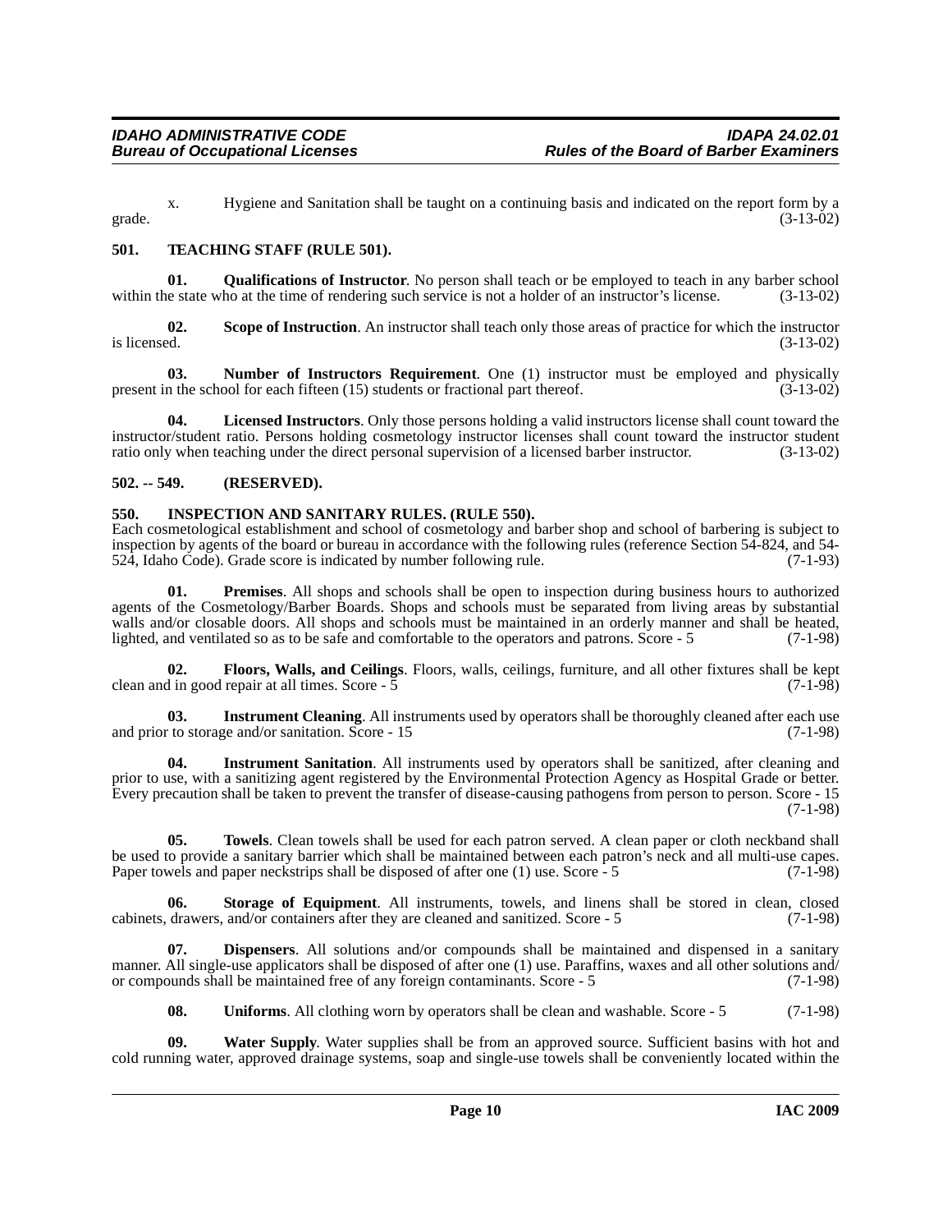x. Hygiene and Sanitation shall be taught on a continuing basis and indicated on the report form by a grade. (3-13-02)

## 501. TEACHING STAFF (RULE 501).

**01. Qualifications of Instructor**. No person shall teach or be employed to teach in any barber school within the state who at the time of rendering such service is not a holder of an instructor's license. (3-13-02)

**02. Scope of Instruction**. An instructor shall teach only those areas of practice for which the instructor is licensed. (3-13-02)

**03. Number of Instructors Requirement**. One (1) instructor must be employed and physically present in the school for each fifteen (15) students or fractional part thereof. (3-13-02)

**04. Licensed Instructors**. Only those persons holding a valid instructors license shall count toward the instructor/student ratio. Persons holding cosmetology instructor licenses shall count toward the instructor student ratio only when teaching under the direct personal supervision of a licensed barber instructor. (3-13-02)

## 502. -- 549. (RESERVED).

## 550. INSPECTION AND SANITARY RULES. (RULE 550).

Each cosmetological establishment and school of cosmetology and barber shop and school of barbering is subject to inspection by agents of the board or bureau in accordance with the following rules (reference Section 54-824, and 54-524, Idaho Code). Grade score is indicated by number following rule. (7-1-93)

**01. Premises**. All shops and schools shall be open to inspection during business hours to authorized agents of the Cosmetology/Barber Boards. Shops and schools must be separated from living areas by substantial walls and/or closable doors. All shops and schools must be maintained in an orderly manner and shall be heated, lighted, and ventilated so as to be safe and comfortable to the operators and patrons. Score - 5 (7-1-98)

**02. Floors, Walls, and Ceilings**. Floors, walls, ceilings, furniture, and all other fixtures shall be kept clean and in good repair at all times. Score - 5 (7-1-98)

**03. Instrument Cleaning**. All instruments used by operators shall be thoroughly cleaned after each use and prior to storage and/or sanitation. Score - 15 (7-1-98)

**04. Instrument Sanitation**. All instruments used by operators shall be sanitized, after cleaning and prior to use, with a sanitizing agent registered by the Environmental Protection Agency as Hospital Grade or better. Every precaution shall be taken to prevent the transfer of disease-causing pathogens from person to person. Score - 15 (7-1-98)

**05. Towels**. Clean towels shall be used for each patron served. A clean paper or cloth neckband shall be used to provide a sanitary barrier which shall be maintained between each patron's neck and all multi-use capes. Paper towels and paper neckstrips shall be disposed of after one (1) use. Score - 5 (7-1-98)

**06. Storage of Equipment**. All instruments, towels, and linens shall be stored in clean, closed cabinets, drawers, and/or containers after they are cleaned and sanitized. Score - 5 (7-1-98)

**07. Dispensers**. All solutions and/or compounds shall be maintained and dispensed in a sanitary manner. All single-use applicators shall be disposed of after one (1) use. Paraffins, waxes and all other solutions and/or compounds shall be maintained free of any foreign contaminants. Score - 5 (7-1-98)

**08. Uniforms**. All clothing worn by operators shall be clean and washable. Score - 5 (7-1-98)

**09. Water Supply**. Water supplies shall be from an approved source. Sufficient basins with hot and cold running water, approved drainage systems, soap and single-use towels shall be conveniently located within the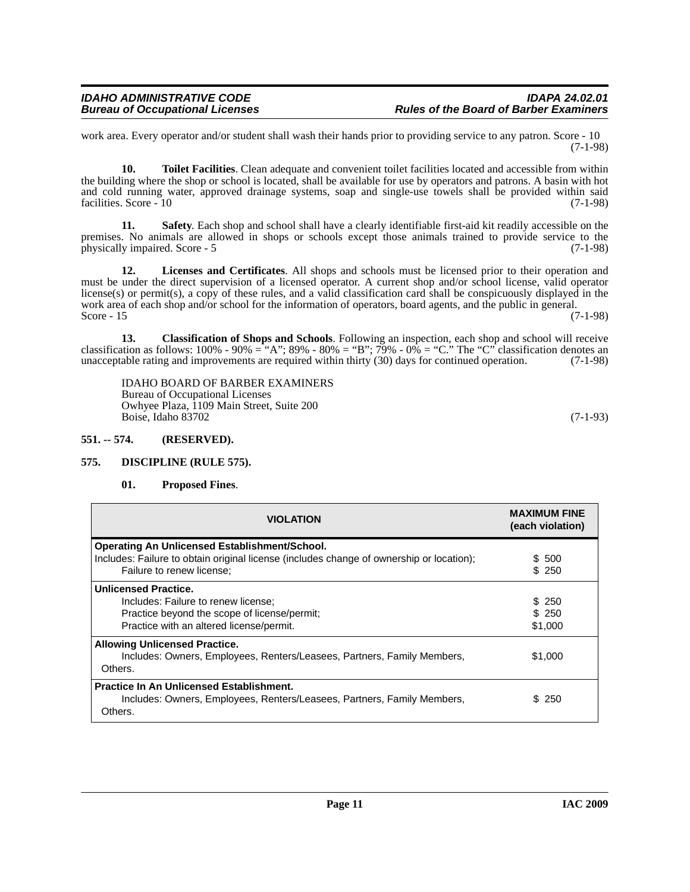work area. Every operator and/or student shall wash their hands prior to providing service to any patron. Score - 10 (7-1-98)

**10. Toilet Facilities**. Clean adequate and convenient toilet facilities located and accessible from within the building where the shop or school is located, shall be available for use by operators and patrons. A basin with hot and cold running water, approved drainage systems, soap and single-use towels shall be provided within said facilities. Score - 10 (7-1-98)

**11. Safety**. Each shop and school shall have a clearly identifiable first-aid kit readily accessible on the premises. No animals are allowed in shops or schools except those animals trained to provide service to the physically impaired. Score - 5 (7-1-98)

**12. Licenses and Certificates**. All shops and schools must be licensed prior to their operation and must be under the direct supervision of a licensed operator. A current shop and/or school license, valid operator license(s) or permit(s), a copy of these rules, and a valid classification card shall be conspicuously displayed in the work area of each shop and/or school for the information of operators, board agents, and the public in general. Score - 15 (7-1-98)

**13. Classification of Shops and Schools**. Following an inspection, each shop and school will receive classification as follows: 100% - 90% = "A"; 89% - 80% = "B"; 79% - 0% = "C." The "C" classification denotes an unacceptable rating and improvements are required within thirty (30) days for continued operation. (7-1-98)

IDAHO BOARD OF BARBER EXAMINERS
Bureau of Occupational Licenses
Owhyee Plaza, 1109 Main Street, Suite 200
Boise, Idaho 83702 (7-1-93)

## 551. -- 574. (RESERVED).

## 575. DISCIPLINE (RULE 575).

**01. Proposed Fines**.

| VIOLATION | MAXIMUM FINE (each violation) |
|---|---|
| **Operating An Unlicensed Establishment/School.** | |
| Includes: Failure to obtain original license (includes change of ownership or location); | $ 500 |
| Failure to renew license; | $ 250 |
| **Unlicensed Practice.** | |
| Includes: Failure to renew license; | $ 250 |
| Practice beyond the scope of license/permit; | $ 250 |
| Practice with an altered license/permit. | $1,000 |
| **Allowing Unlicensed Practice.** | |
| Includes: Owners, Employees, Renters/Leasees, Partners, Family Members, Others. | $1,000 |
| **Practice In An Unlicensed Establishment.** | |
| Includes: Owners, Employees, Renters/Leasees, Partners, Family Members, Others. | $ 250 |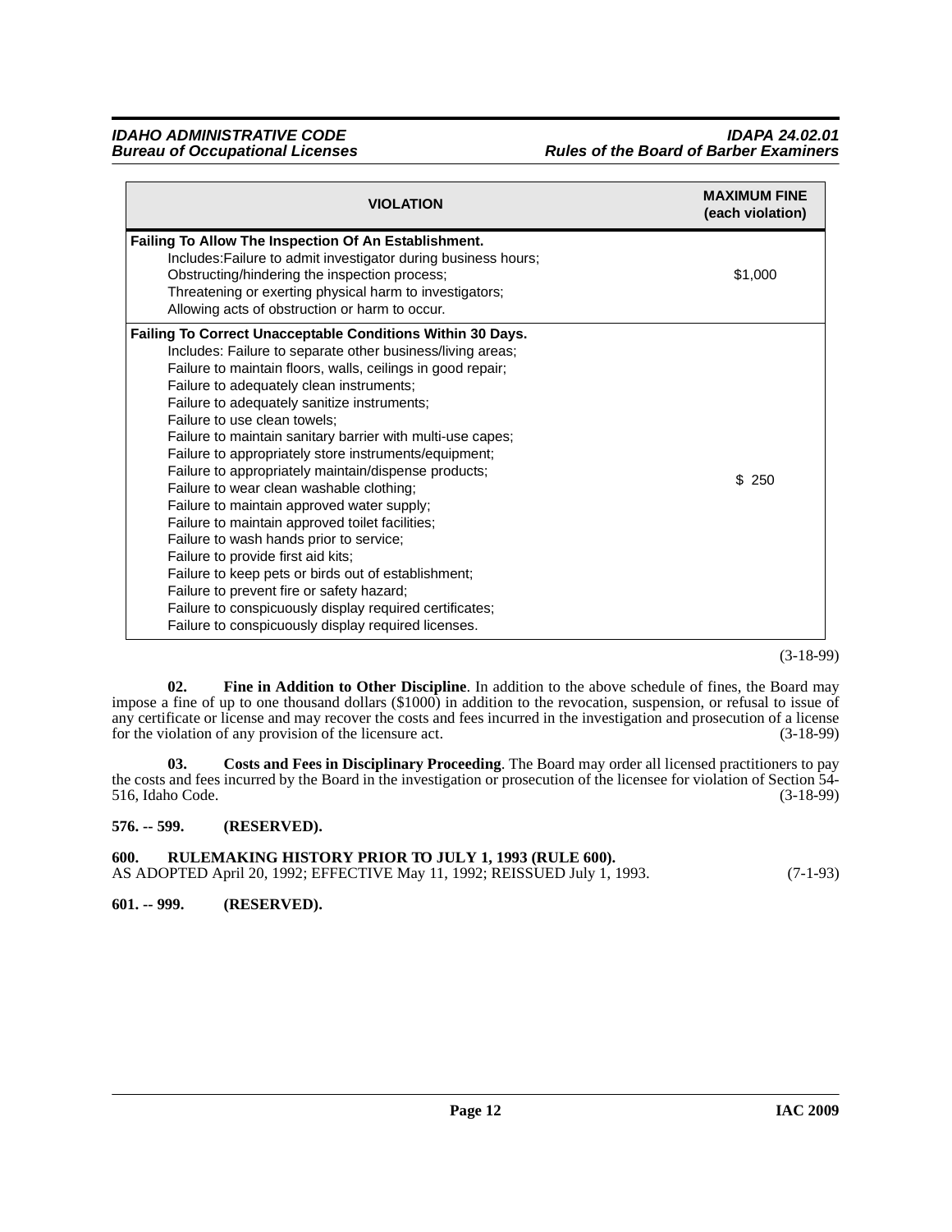| VIOLATION | MAXIMUM FINE (each violation) |
|---|---|
| **Failing To Allow The Inspection Of An Establishment.**<br>Includes:Failure to admit investigator during business hours;<br>Obstructing/hindering the inspection process;<br>Threatening or exerting physical harm to investigators;<br>Allowing acts of obstruction or harm to occur. | $1,000 |
| **Failing To Correct Unacceptable Conditions Within 30 Days.**<br>Includes: Failure to separate other business/living areas;<br>Failure to maintain floors, walls, ceilings in good repair;<br>Failure to adequately clean instruments;<br>Failure to adequately sanitize instruments;<br>Failure to use clean towels;<br>Failure to maintain sanitary barrier with multi-use capes;<br>Failure to appropriately store instruments/equipment;<br>Failure to appropriately maintain/dispense products;<br>Failure to wear clean washable clothing;<br>Failure to maintain approved water supply;<br>Failure to maintain approved toilet facilities;<br>Failure to wash hands prior to service;<br>Failure to provide first aid kits;<br>Failure to keep pets or birds out of establishment;<br>Failure to prevent fire or safety hazard;<br>Failure to conspicuously display required certificates;<br>Failure to conspicuously display required licenses. | $ 250 |

(3-18-99)

**02. Fine in Addition to Other Discipline**. In addition to the above schedule of fines, the Board may impose a fine of up to one thousand dollars ($1000) in addition to the revocation, suspension, or refusal to issue of any certificate or license and may recover the costs and fees incurred in the investigation and prosecution of a license for the violation of any provision of the licensure act. (3-18-99)

**03. Costs and Fees in Disciplinary Proceeding**. The Board may order all licensed practitioners to pay the costs and fees incurred by the Board in the investigation or prosecution of the licensee for violation of Section 54-516, Idaho Code. (3-18-99)

**576. -- 599. (RESERVED).**

**600. RULEMAKING HISTORY PRIOR TO JULY 1, 1993 (RULE 600).**
AS ADOPTED April 20, 1992; EFFECTIVE May 11, 1992; REISSUED July 1, 1993. (7-1-93)

**601. -- 999. (RESERVED).**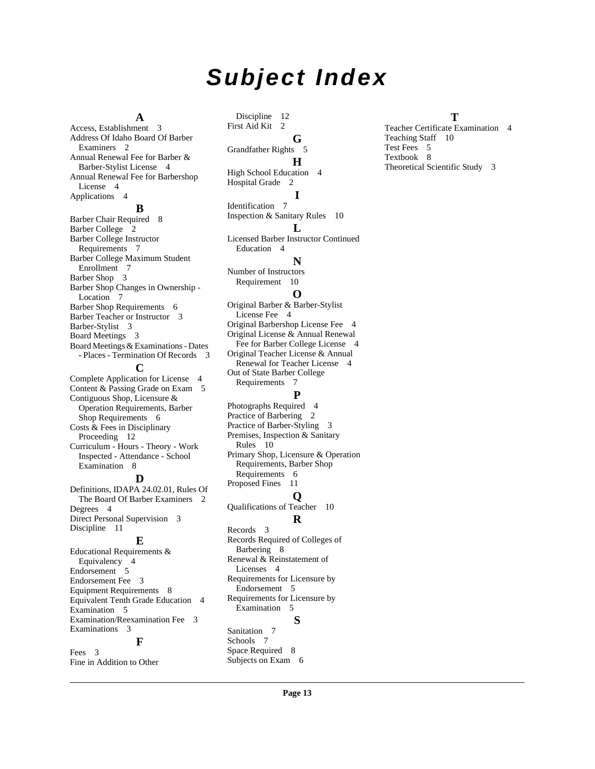# Subject Index

**A**

Access, Establishment 3
Address Of Idaho Board Of Barber Examiners 2
Annual Renewal Fee for Barber & Barber-Stylist License 4
Annual Renewal Fee for Barbershop License 4
Applications 4

**B**

Barber Chair Required 8
Barber College 2
Barber College Instructor Requirements 7
Barber College Maximum Student Enrollment 7
Barber Shop 3
Barber Shop Changes in Ownership - Location 7
Barber Shop Requirements 6
Barber Teacher or Instructor 3
Barber-Stylist 3
Board Meetings 3
Board Meetings & Examinations - Dates - Places - Termination Of Records 3

**C**

Complete Application for License 4
Content & Passing Grade on Exam 5
Contiguous Shop, Licensure & Operation Requirements, Barber Shop Requirements 6
Costs & Fees in Disciplinary Proceeding 12
Curriculum - Hours - Theory - Work Inspected - Attendance - School Examination 8

**D**

Definitions, IDAPA 24.02.01, Rules Of The Board Of Barber Examiners 2
Degrees 4
Direct Personal Supervision 3
Discipline 11

**E**

Educational Requirements & Equivalency 4
Endorsement 5
Endorsement Fee 3
Equipment Requirements 8
Equivalent Tenth Grade Education 4
Examination 5
Examination/Reexamination Fee 3
Examinations 3

**F**

Fees 3
Fine in Addition to Other Discipline 12
First Aid Kit 2

**G**

Grandfather Rights 5

**H**

High School Education 4
Hospital Grade 2

**I**

Identification 7
Inspection & Sanitary Rules 10

**L**

Licensed Barber Instructor Continued Education 4

**N**

Number of Instructors Requirement 10

**O**

Original Barber & Barber-Stylist License Fee 4
Original Barbershop License Fee 4
Original License & Annual Renewal Fee for Barber College License 4
Original Teacher License & Annual Renewal for Teacher License 4
Out of State Barber College Requirements 7

**P**

Photographs Required 4
Practice of Barbering 2
Practice of Barber-Styling 3
Premises, Inspection & Sanitary Rules 10
Primary Shop, Licensure & Operation Requirements, Barber Shop Requirements 6
Proposed Fines 11

**Q**

Qualifications of Teacher 10

**R**

Records 3
Records Required of Colleges of Barbering 8
Renewal & Reinstatement of Licenses 4
Requirements for Licensure by Endorsement 5
Requirements for Licensure by Examination 5

**S**

Sanitation 7
Schools 7
Space Required 8
Subjects on Exam 6

**T**

Teacher Certificate Examination 4
Teaching Staff 10
Test Fees 5
Textbook 8
Theoretical Scientific Study 3